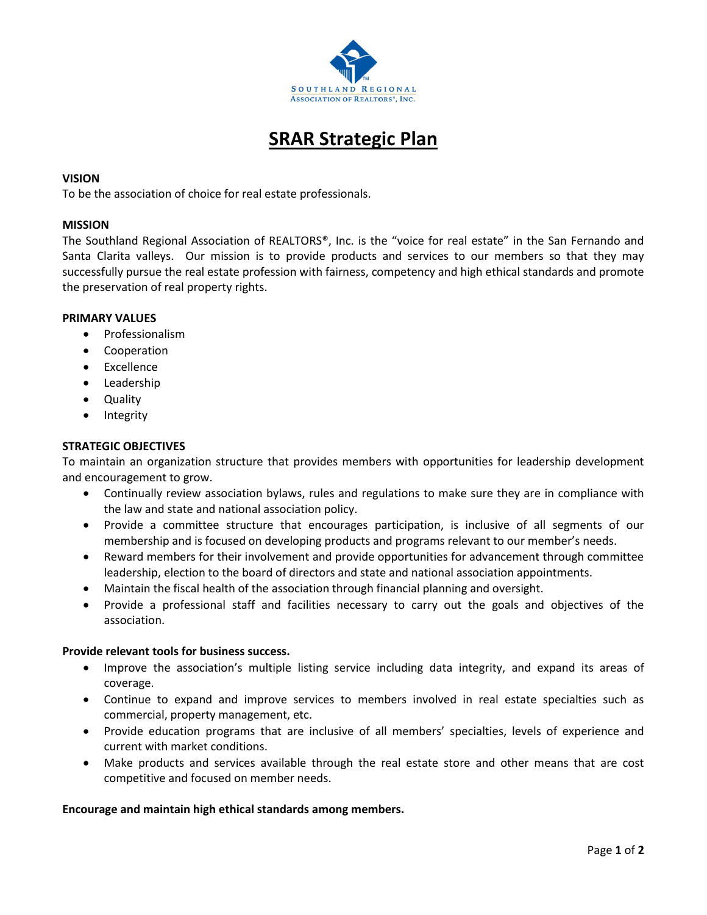# SRAR Strategic Plan

**VISION**

To be the association of choice for real estate professionals.

**MISSION**

The Southland Regional Association of REALTORS®, Inc. is the "voice for real estate" in the San Fernando and Santa Clarita valleys. Our mission is to provide products and services to our members so that they may successfully pursue the real estate profession with fairness, competency and high ethical standards and promote the preservation of real property rights.

**PRIMARY VALUES**

- Professionalism
- Cooperation
- Excellence
- Leadership
- Quality
- Integrity

**STRATEGIC OBJECTIVES**

To maintain an organization structure that provides members with opportunities for leadership development and encouragement to grow.

- Continually review association bylaws, rules and regulations to make sure they are in compliance with the law and state and national association policy.
- Provide a committee structure that encourages participation, is inclusive of all segments of our membership and is focused on developing products and programs relevant to our member's needs.
- Reward members for their involvement and provide opportunities for advancement through committee leadership, election to the board of directors and state and national association appointments.
- Maintain the fiscal health of the association through financial planning and oversight.
- Provide a professional staff and facilities necessary to carry out the goals and objectives of the association.

**Provide relevant tools for business success.**

- Improve the association's multiple listing service including data integrity, and expand its areas of coverage.
- Continue to expand and improve services to members involved in real estate specialties such as commercial, property management, etc.
- Provide education programs that are inclusive of all members' specialties, levels of experience and current with market conditions.
- Make products and services available through the real estate store and other means that are cost competitive and focused on member needs.

**Encourage and maintain high ethical standards among members.**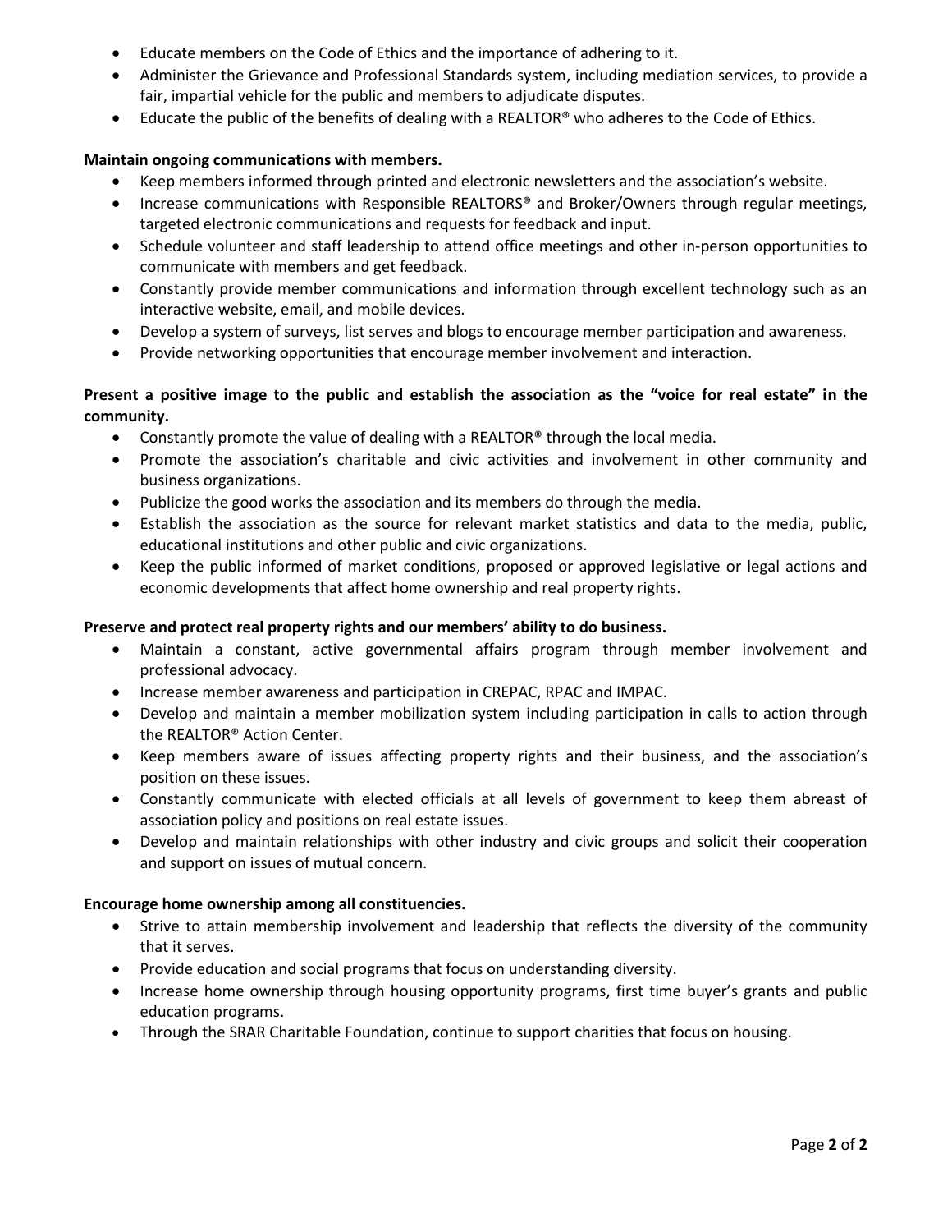- Educate members on the Code of Ethics and the importance of adhering to it.
- Administer the Grievance and Professional Standards system, including mediation services, to provide a fair, impartial vehicle for the public and members to adjudicate disputes.
- Educate the public of the benefits of dealing with a REALTOR® who adheres to the Code of Ethics.

**Maintain ongoing communications with members.**

- Keep members informed through printed and electronic newsletters and the association's website.
- Increase communications with Responsible REALTORS® and Broker/Owners through regular meetings, targeted electronic communications and requests for feedback and input.
- Schedule volunteer and staff leadership to attend office meetings and other in-person opportunities to communicate with members and get feedback.
- Constantly provide member communications and information through excellent technology such as an interactive website, email, and mobile devices.
- Develop a system of surveys, list serves and blogs to encourage member participation and awareness.
- Provide networking opportunities that encourage member involvement and interaction.

**Present a positive image to the public and establish the association as the "voice for real estate" in the community.**

- Constantly promote the value of dealing with a REALTOR® through the local media.
- Promote the association's charitable and civic activities and involvement in other community and business organizations.
- Publicize the good works the association and its members do through the media.
- Establish the association as the source for relevant market statistics and data to the media, public, educational institutions and other public and civic organizations.
- Keep the public informed of market conditions, proposed or approved legislative or legal actions and economic developments that affect home ownership and real property rights.

**Preserve and protect real property rights and our members' ability to do business.**

- Maintain a constant, active governmental affairs program through member involvement and professional advocacy.
- Increase member awareness and participation in CREPAC, RPAC and IMPAC.
- Develop and maintain a member mobilization system including participation in calls to action through the REALTOR® Action Center.
- Keep members aware of issues affecting property rights and their business, and the association's position on these issues.
- Constantly communicate with elected officials at all levels of government to keep them abreast of association policy and positions on real estate issues.
- Develop and maintain relationships with other industry and civic groups and solicit their cooperation and support on issues of mutual concern.

**Encourage home ownership among all constituencies.**

- Strive to attain membership involvement and leadership that reflects the diversity of the community that it serves.
- Provide education and social programs that focus on understanding diversity.
- Increase home ownership through housing opportunity programs, first time buyer's grants and public education programs.
- Through the SRAR Charitable Foundation, continue to support charities that focus on housing.